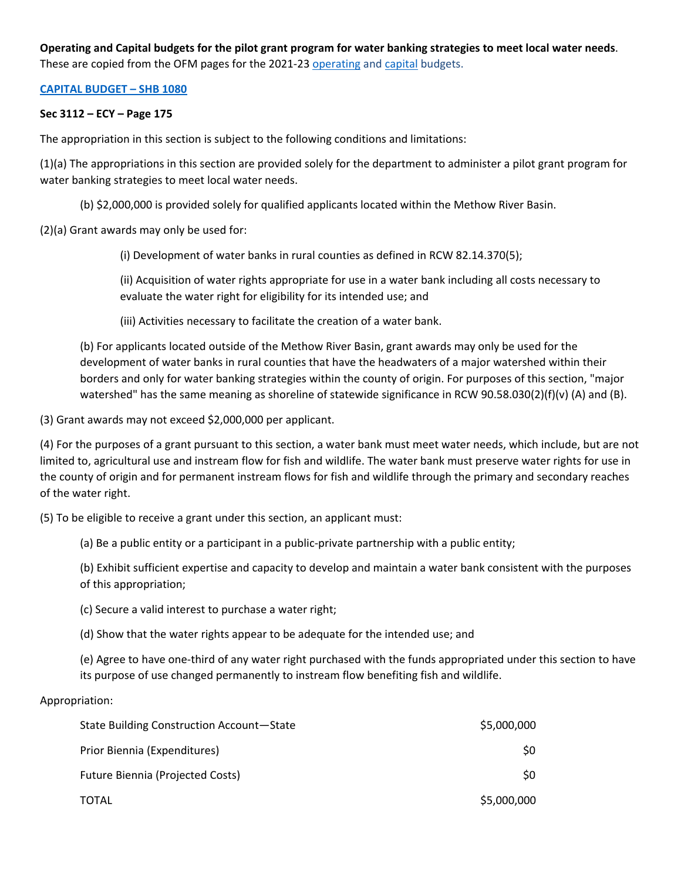**Operating and Capital budgets for the pilot grant program for water banking strategies to meet local water needs**. These are copied from the OFM pages for the 2021-23 operating and capital budgets.

**CAPITAL BUDGET – SHB 1080**

**Sec 3112 – ECY – Page 175**

The appropriation in this section is subject to the following conditions and limitations:

(1)(a) The appropriations in this section are provided solely for the department to administer a pilot grant program for water banking strategies to meet local water needs.

(b) $2,000,000 is provided solely for qualified applicants located within the Methow River Basin.

(2)(a) Grant awards may only be used for:

(i) Development of water banks in rural counties as defined in RCW 82.14.370(5);

(ii) Acquisition of water rights appropriate for use in a water bank including all costs necessary to evaluate the water right for eligibility for its intended use; and

(iii) Activities necessary to facilitate the creation of a water bank.

(b) For applicants located outside of the Methow River Basin, grant awards may only be used for the development of water banks in rural counties that have the headwaters of a major watershed within their borders and only for water banking strategies within the county of origin. For purposes of this section, "major watershed" has the same meaning as shoreline of statewide significance in RCW 90.58.030(2)(f)(v) (A) and (B).

(3) Grant awards may not exceed $2,000,000 per applicant.

(4) For the purposes of a grant pursuant to this section, a water bank must meet water needs, which include, but are not limited to, agricultural use and instream flow for fish and wildlife. The water bank must preserve water rights for use in the county of origin and for permanent instream flows for fish and wildlife through the primary and secondary reaches of the water right.

(5) To be eligible to receive a grant under this section, an applicant must:

(a) Be a public entity or a participant in a public-private partnership with a public entity;

(b) Exhibit sufficient expertise and capacity to develop and maintain a water bank consistent with the purposes of this appropriation;

(c) Secure a valid interest to purchase a water right;

(d) Show that the water rights appear to be adequate for the intended use; and

(e) Agree to have one-third of any water right purchased with the funds appropriated under this section to have its purpose of use changed permanently to instream flow benefiting fish and wildlife.

Appropriation:

| | |
|---|---|
| State Building Construction Account—State | $5,000,000 |
| Prior Biennia (Expenditures) | $0 |
| Future Biennia (Projected Costs) | $0 |
| TOTAL | $5,000,000 |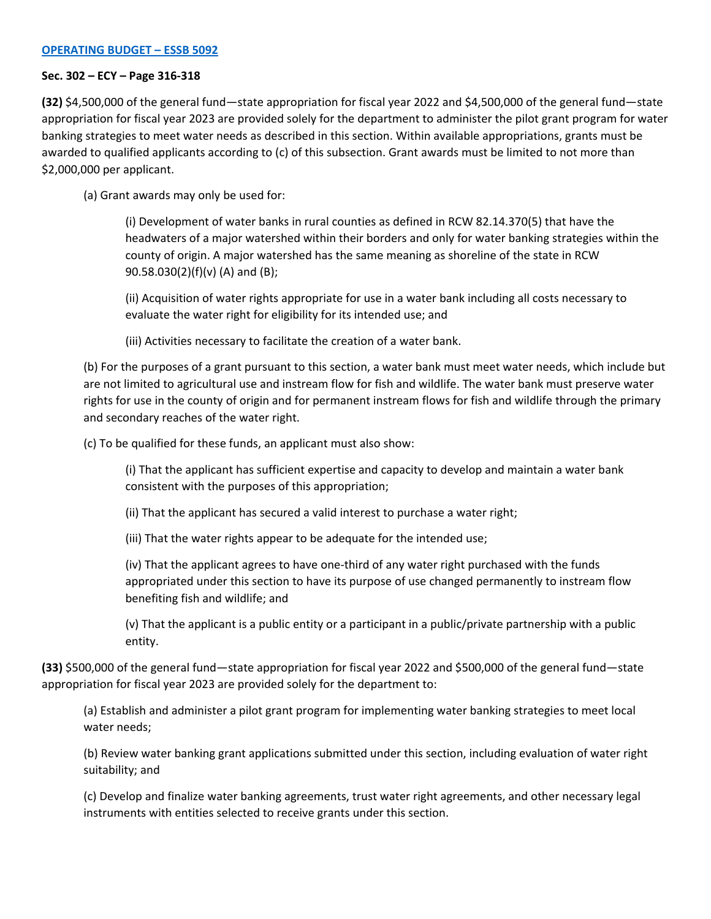**OPERATING BUDGET – ESSB 5092**

**Sec. 302 – ECY – Page 316-318**

**(32)** $4,500,000 of the general fund—state appropriation for fiscal year 2022 and $4,500,000 of the general fund—state appropriation for fiscal year 2023 are provided solely for the department to administer the pilot grant program for water banking strategies to meet water needs as described in this section. Within available appropriations, grants must be awarded to qualified applicants according to (c) of this subsection. Grant awards must be limited to not more than $2,000,000 per applicant.

(a) Grant awards may only be used for:

(i) Development of water banks in rural counties as defined in RCW 82.14.370(5) that have the headwaters of a major watershed within their borders and only for water banking strategies within the county of origin. A major watershed has the same meaning as shoreline of the state in RCW 90.58.030(2)(f)(v) (A) and (B);

(ii) Acquisition of water rights appropriate for use in a water bank including all costs necessary to evaluate the water right for eligibility for its intended use; and

(iii) Activities necessary to facilitate the creation of a water bank.

(b) For the purposes of a grant pursuant to this section, a water bank must meet water needs, which include but are not limited to agricultural use and instream flow for fish and wildlife. The water bank must preserve water rights for use in the county of origin and for permanent instream flows for fish and wildlife through the primary and secondary reaches of the water right.

(c) To be qualified for these funds, an applicant must also show:

(i) That the applicant has sufficient expertise and capacity to develop and maintain a water bank consistent with the purposes of this appropriation;

(ii) That the applicant has secured a valid interest to purchase a water right;

(iii) That the water rights appear to be adequate for the intended use;

(iv) That the applicant agrees to have one-third of any water right purchased with the funds appropriated under this section to have its purpose of use changed permanently to instream flow benefiting fish and wildlife; and

(v) That the applicant is a public entity or a participant in a public/private partnership with a public entity.

**(33)** $500,000 of the general fund—state appropriation for fiscal year 2022 and $500,000 of the general fund—state appropriation for fiscal year 2023 are provided solely for the department to:

(a) Establish and administer a pilot grant program for implementing water banking strategies to meet local water needs;

(b) Review water banking grant applications submitted under this section, including evaluation of water right suitability; and

(c) Develop and finalize water banking agreements, trust water right agreements, and other necessary legal instruments with entities selected to receive grants under this section.